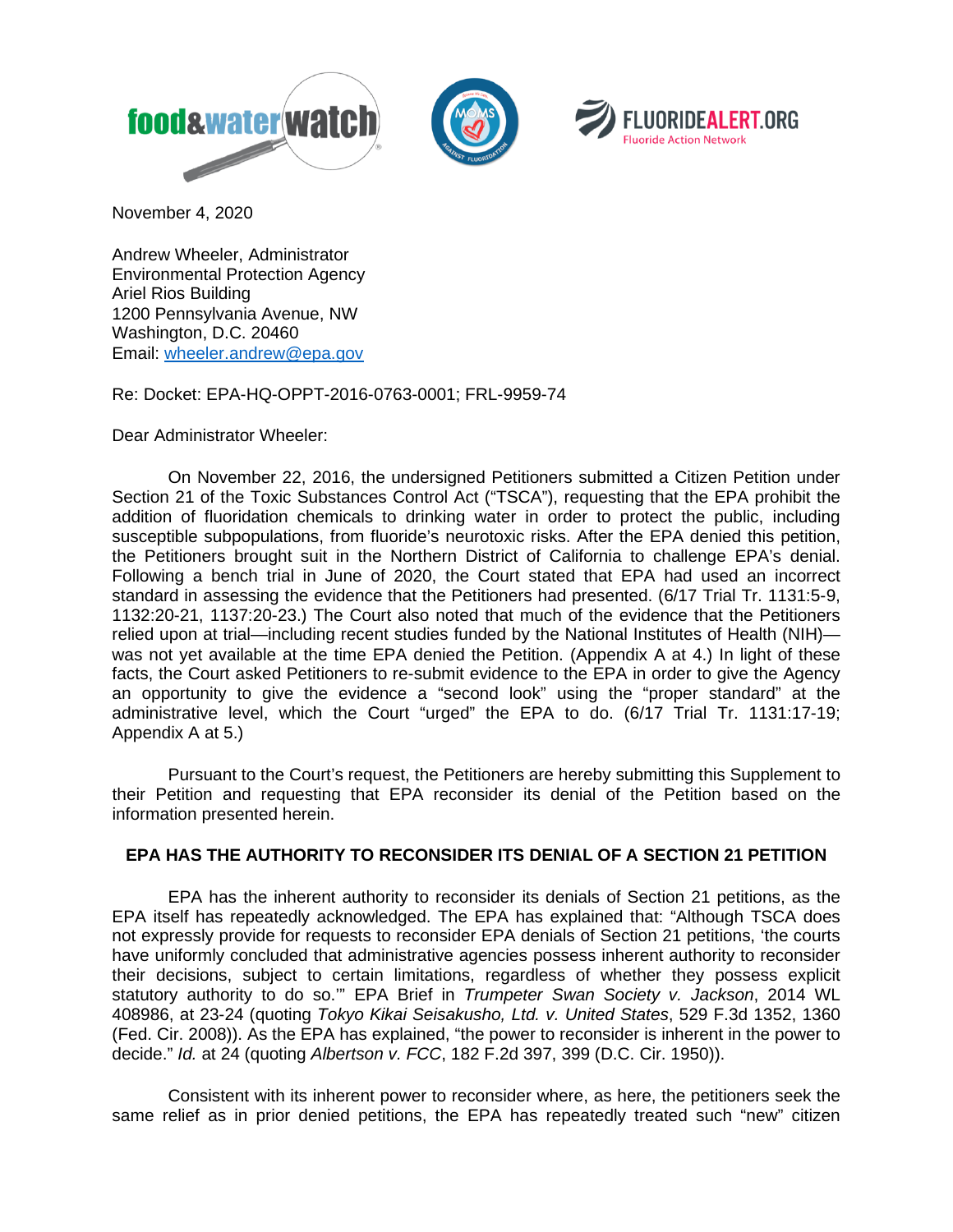November 4, 2020

Andrew Wheeler, Administrator
Environmental Protection Agency
Ariel Rios Building
1200 Pennsylvania Avenue, NW
Washington, D.C. 20460
Email: wheeler.andrew@epa.gov

Re: Docket: EPA-HQ-OPPT-2016-0763-0001; FRL-9959-74

Dear Administrator Wheeler:

On November 22, 2016, the undersigned Petitioners submitted a Citizen Petition under Section 21 of the Toxic Substances Control Act ("TSCA"), requesting that the EPA prohibit the addition of fluoridation chemicals to drinking water in order to protect the public, including susceptible subpopulations, from fluoride's neurotoxic risks. After the EPA denied this petition, the Petitioners brought suit in the Northern District of California to challenge EPA's denial. Following a bench trial in June of 2020, the Court stated that EPA had used an incorrect standard in assessing the evidence that the Petitioners had presented. (6/17 Trial Tr. 1131:5-9, 1132:20-21, 1137:20-23.) The Court also noted that much of the evidence that the Petitioners relied upon at trial—including recent studies funded by the National Institutes of Health (NIH)—was not yet available at the time EPA denied the Petition. (Appendix A at 4.) In light of these facts, the Court asked Petitioners to re-submit evidence to the EPA in order to give the Agency an opportunity to give the evidence a "second look" using the "proper standard" at the administrative level, which the Court "urged" the EPA to do. (6/17 Trial Tr. 1131:17-19; Appendix A at 5.)

Pursuant to the Court's request, the Petitioners are hereby submitting this Supplement to their Petition and requesting that EPA reconsider its denial of the Petition based on the information presented herein.

## EPA HAS THE AUTHORITY TO RECONSIDER ITS DENIAL OF A SECTION 21 PETITION

EPA has the inherent authority to reconsider its denials of Section 21 petitions, as the EPA itself has repeatedly acknowledged. The EPA has explained that: "Although TSCA does not expressly provide for requests to reconsider EPA denials of Section 21 petitions, 'the courts have uniformly concluded that administrative agencies possess inherent authority to reconsider their decisions, subject to certain limitations, regardless of whether they possess explicit statutory authority to do so.'" EPA Brief in *Trumpeter Swan Society v. Jackson*, 2014 WL 408986, at 23-24 (quoting *Tokyo Kikai Seisakusho, Ltd. v. United States*, 529 F.3d 1352, 1360 (Fed. Cir. 2008)). As the EPA has explained, "the power to reconsider is inherent in the power to decide." *Id.* at 24 (quoting *Albertson v. FCC*, 182 F.2d 397, 399 (D.C. Cir. 1950)).

Consistent with its inherent power to reconsider where, as here, the petitioners seek the same relief as in prior denied petitions, the EPA has repeatedly treated such "new" citizen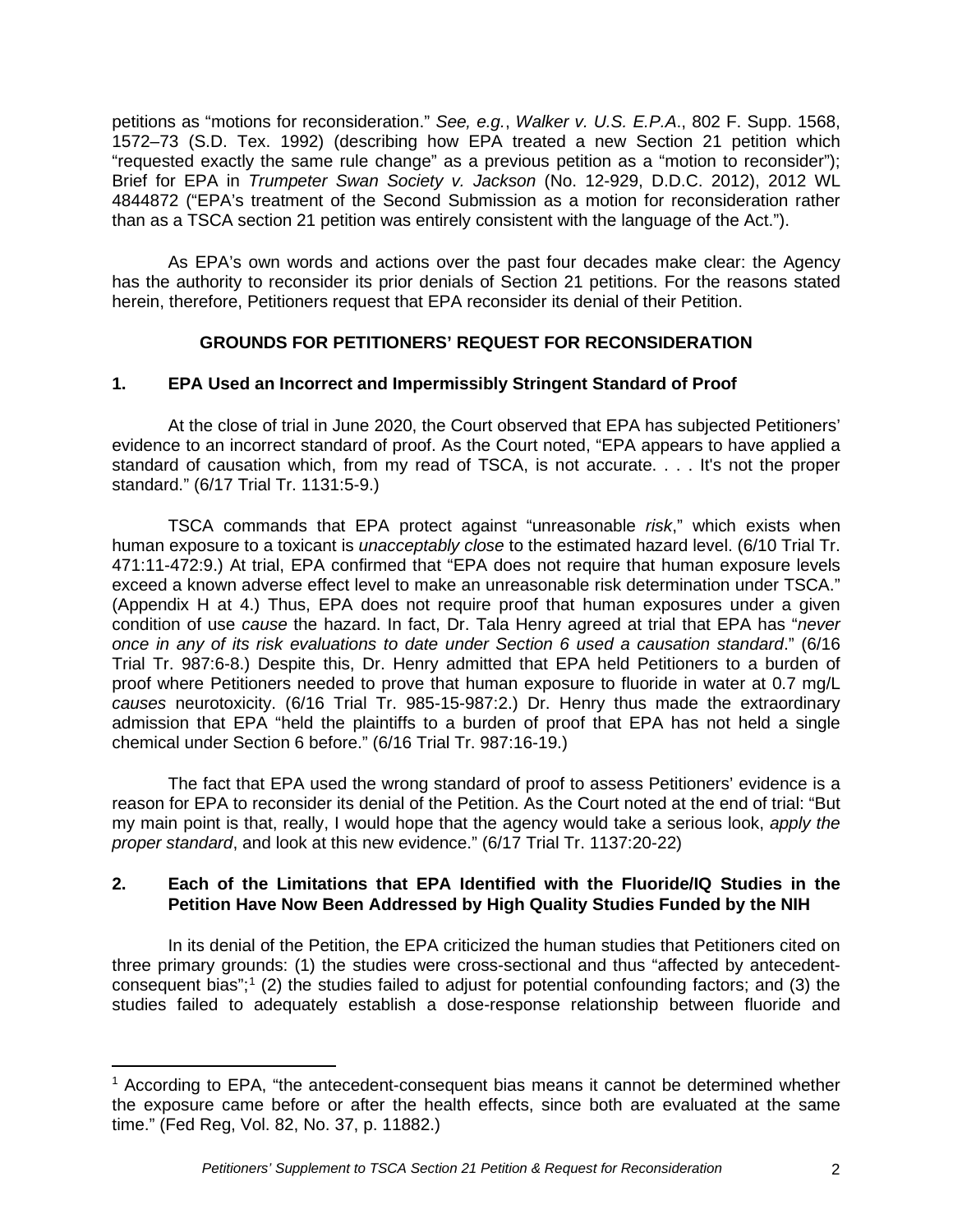petitions as "motions for reconsideration." *See, e.g.*, *Walker v. U.S. E.P.A*., 802 F. Supp. 1568, 1572–73 (S.D. Tex. 1992) (describing how EPA treated a new Section 21 petition which "requested exactly the same rule change" as a previous petition as a "motion to reconsider"); Brief for EPA in *Trumpeter Swan Society v. Jackson* (No. 12-929, D.D.C. 2012), 2012 WL 4844872 ("EPA's treatment of the Second Submission as a motion for reconsideration rather than as a TSCA section 21 petition was entirely consistent with the language of the Act.").

As EPA's own words and actions over the past four decades make clear: the Agency has the authority to reconsider its prior denials of Section 21 petitions. For the reasons stated herein, therefore, Petitioners request that EPA reconsider its denial of their Petition.

## GROUNDS FOR PETITIONERS' REQUEST FOR RECONSIDERATION

### 1. EPA Used an Incorrect and Impermissibly Stringent Standard of Proof

At the close of trial in June 2020, the Court observed that EPA has subjected Petitioners' evidence to an incorrect standard of proof. As the Court noted, "EPA appears to have applied a standard of causation which, from my read of TSCA, is not accurate. . . . It's not the proper standard." (6/17 Trial Tr. 1131:5-9.)

TSCA commands that EPA protect against "unreasonable *risk*," which exists when human exposure to a toxicant is *unacceptably close* to the estimated hazard level. (6/10 Trial Tr. 471:11-472:9.) At trial, EPA confirmed that "EPA does not require that human exposure levels exceed a known adverse effect level to make an unreasonable risk determination under TSCA." (Appendix H at 4.) Thus, EPA does not require proof that human exposures under a given condition of use *cause* the hazard. In fact, Dr. Tala Henry agreed at trial that EPA has "*never once in any of its risk evaluations to date under Section 6 used a causation standard*." (6/16 Trial Tr. 987:6-8.) Despite this, Dr. Henry admitted that EPA held Petitioners to a burden of proof where Petitioners needed to prove that human exposure to fluoride in water at 0.7 mg/L *causes* neurotoxicity. (6/16 Trial Tr. 985-15-987:2.) Dr. Henry thus made the extraordinary admission that EPA "held the plaintiffs to a burden of proof that EPA has not held a single chemical under Section 6 before." (6/16 Trial Tr. 987:16-19.)

The fact that EPA used the wrong standard of proof to assess Petitioners' evidence is a reason for EPA to reconsider its denial of the Petition. As the Court noted at the end of trial: "But my main point is that, really, I would hope that the agency would take a serious look, *apply the proper standard*, and look at this new evidence." (6/17 Trial Tr. 1137:20-22)

### 2. Each of the Limitations that EPA Identified with the Fluoride/IQ Studies in the Petition Have Now Been Addressed by High Quality Studies Funded by the NIH

In its denial of the Petition, the EPA criticized the human studies that Petitioners cited on three primary grounds: (1) the studies were cross-sectional and thus "affected by antecedent-consequent bias";[1] (2) the studies failed to adjust for potential confounding factors; and (3) the studies failed to adequately establish a dose-response relationship between fluoride and

---

[1] According to EPA, "the antecedent-consequent bias means it cannot be determined whether the exposure came before or after the health effects, since both are evaluated at the same time." (Fed Reg, Vol. 82, No. 37, p. 11882.)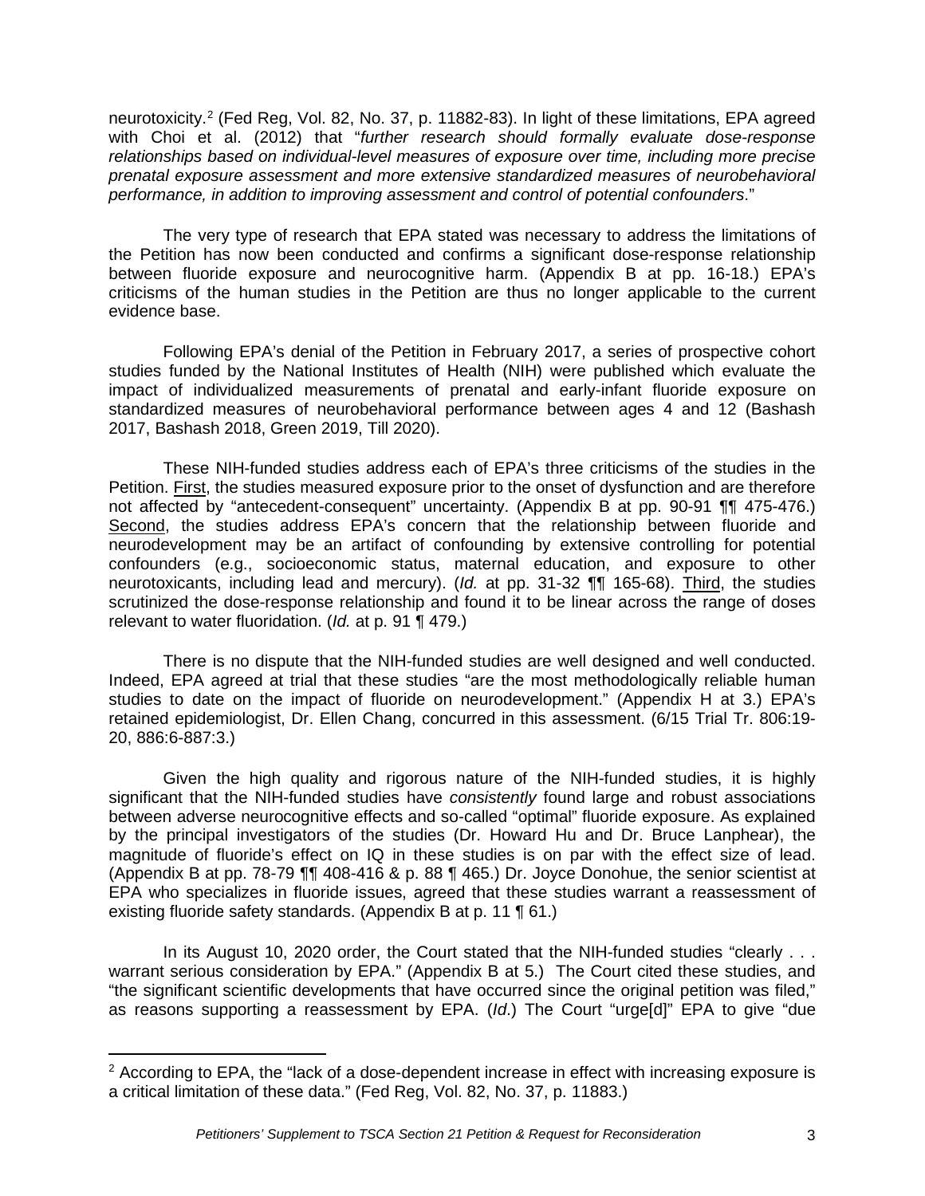neurotoxicity.[2] (Fed Reg, Vol. 82, No. 37, p. 11882-83). In light of these limitations, EPA agreed with Choi et al. (2012) that "*further research should formally evaluate dose-response relationships based on individual-level measures of exposure over time, including more precise prenatal exposure assessment and more extensive standardized measures of neurobehavioral performance, in addition to improving assessment and control of potential confounders*."

The very type of research that EPA stated was necessary to address the limitations of the Petition has now been conducted and confirms a significant dose-response relationship between fluoride exposure and neurocognitive harm. (Appendix B at pp. 16-18.) EPA's criticisms of the human studies in the Petition are thus no longer applicable to the current evidence base.

Following EPA's denial of the Petition in February 2017, a series of prospective cohort studies funded by the National Institutes of Health (NIH) were published which evaluate the impact of individualized measurements of prenatal and early-infant fluoride exposure on standardized measures of neurobehavioral performance between ages 4 and 12 (Bashash 2017, Bashash 2018, Green 2019, Till 2020).

These NIH-funded studies address each of EPA's three criticisms of the studies in the Petition. First, the studies measured exposure prior to the onset of dysfunction and are therefore not affected by "antecedent-consequent" uncertainty. (Appendix B at pp. 90-91 ¶¶ 475-476.) Second, the studies address EPA's concern that the relationship between fluoride and neurodevelopment may be an artifact of confounding by extensive controlling for potential confounders (e.g., socioeconomic status, maternal education, and exposure to other neurotoxicants, including lead and mercury). (*Id.* at pp. 31-32 ¶¶ 165-68). Third, the studies scrutinized the dose-response relationship and found it to be linear across the range of doses relevant to water fluoridation. (*Id.* at p. 91 ¶ 479.)

There is no dispute that the NIH-funded studies are well designed and well conducted. Indeed, EPA agreed at trial that these studies "are the most methodologically reliable human studies to date on the impact of fluoride on neurodevelopment." (Appendix H at 3.) EPA's retained epidemiologist, Dr. Ellen Chang, concurred in this assessment. (6/15 Trial Tr. 806:19-20, 886:6-887:3.)

Given the high quality and rigorous nature of the NIH-funded studies, it is highly significant that the NIH-funded studies have *consistently* found large and robust associations between adverse neurocognitive effects and so-called "optimal" fluoride exposure. As explained by the principal investigators of the studies (Dr. Howard Hu and Dr. Bruce Lanphear), the magnitude of fluoride's effect on IQ in these studies is on par with the effect size of lead. (Appendix B at pp. 78-79 ¶¶ 408-416 & p. 88 ¶ 465.) Dr. Joyce Donohue, the senior scientist at EPA who specializes in fluoride issues, agreed that these studies warrant a reassessment of existing fluoride safety standards. (Appendix B at p. 11 ¶ 61.)

In its August 10, 2020 order, the Court stated that the NIH-funded studies "clearly . . . warrant serious consideration by EPA." (Appendix B at 5.) The Court cited these studies, and "the significant scientific developments that have occurred since the original petition was filed," as reasons supporting a reassessment by EPA. (*Id.*) The Court "urge[d]" EPA to give "due

---

[2] According to EPA, the "lack of a dose-dependent increase in effect with increasing exposure is a critical limitation of these data." (Fed Reg, Vol. 82, No. 37, p. 11883.)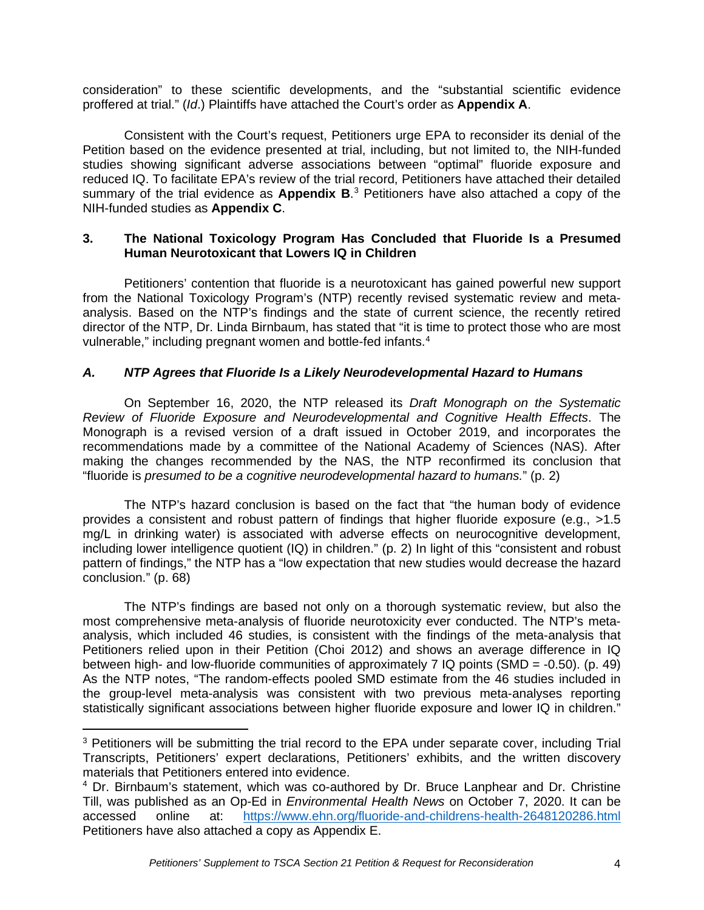consideration" to these scientific developments, and the "substantial scientific evidence proffered at trial." (*Id*.) Plaintiffs have attached the Court's order as **Appendix A**.

Consistent with the Court's request, Petitioners urge EPA to reconsider its denial of the Petition based on the evidence presented at trial, including, but not limited to, the NIH-funded studies showing significant adverse associations between "optimal" fluoride exposure and reduced IQ. To facilitate EPA's review of the trial record, Petitioners have attached their detailed summary of the trial evidence as **Appendix B**.[3] Petitioners have also attached a copy of the NIH-funded studies as **Appendix C**.

### 3. The National Toxicology Program Has Concluded that Fluoride Is a Presumed Human Neurotoxicant that Lowers IQ in Children

Petitioners' contention that fluoride is a neurotoxicant has gained powerful new support from the National Toxicology Program's (NTP) recently revised systematic review and meta-analysis. Based on the NTP's findings and the state of current science, the recently retired director of the NTP, Dr. Linda Birnbaum, has stated that "it is time to protect those who are most vulnerable," including pregnant women and bottle-fed infants.[4]

#### *A. NTP Agrees that Fluoride Is a Likely Neurodevelopmental Hazard to Humans*

On September 16, 2020, the NTP released its *Draft Monograph on the Systematic Review of Fluoride Exposure and Neurodevelopmental and Cognitive Health Effects*. The Monograph is a revised version of a draft issued in October 2019, and incorporates the recommendations made by a committee of the National Academy of Sciences (NAS). After making the changes recommended by the NAS, the NTP reconfirmed its conclusion that "fluoride is *presumed to be a cognitive neurodevelopmental hazard to humans.*" (p. 2)

The NTP's hazard conclusion is based on the fact that "the human body of evidence provides a consistent and robust pattern of findings that higher fluoride exposure (e.g., >1.5 mg/L in drinking water) is associated with adverse effects on neurocognitive development, including lower intelligence quotient (IQ) in children." (p. 2) In light of this "consistent and robust pattern of findings," the NTP has a "low expectation that new studies would decrease the hazard conclusion." (p. 68)

The NTP's findings are based not only on a thorough systematic review, but also the most comprehensive meta-analysis of fluoride neurotoxicity ever conducted. The NTP's meta-analysis, which included 46 studies, is consistent with the findings of the meta-analysis that Petitioners relied upon in their Petition (Choi 2012) and shows an average difference in IQ between high- and low-fluoride communities of approximately 7 IQ points (SMD = -0.50). (p. 49) As the NTP notes, "The random-effects pooled SMD estimate from the 46 studies included in the group-level meta-analysis was consistent with two previous meta-analyses reporting statistically significant associations between higher fluoride exposure and lower IQ in children."

---

[3] Petitioners will be submitting the trial record to the EPA under separate cover, including Trial Transcripts, Petitioners' expert declarations, Petitioners' exhibits, and the written discovery materials that Petitioners entered into evidence.

[4] Dr. Birnbaum's statement, which was co-authored by Dr. Bruce Lanphear and Dr. Christine Till, was published as an Op-Ed in *Environmental Health News* on October 7, 2020. It can be accessed online at: https://www.ehn.org/fluoride-and-childrens-health-2648120286.html Petitioners have also attached a copy as Appendix E.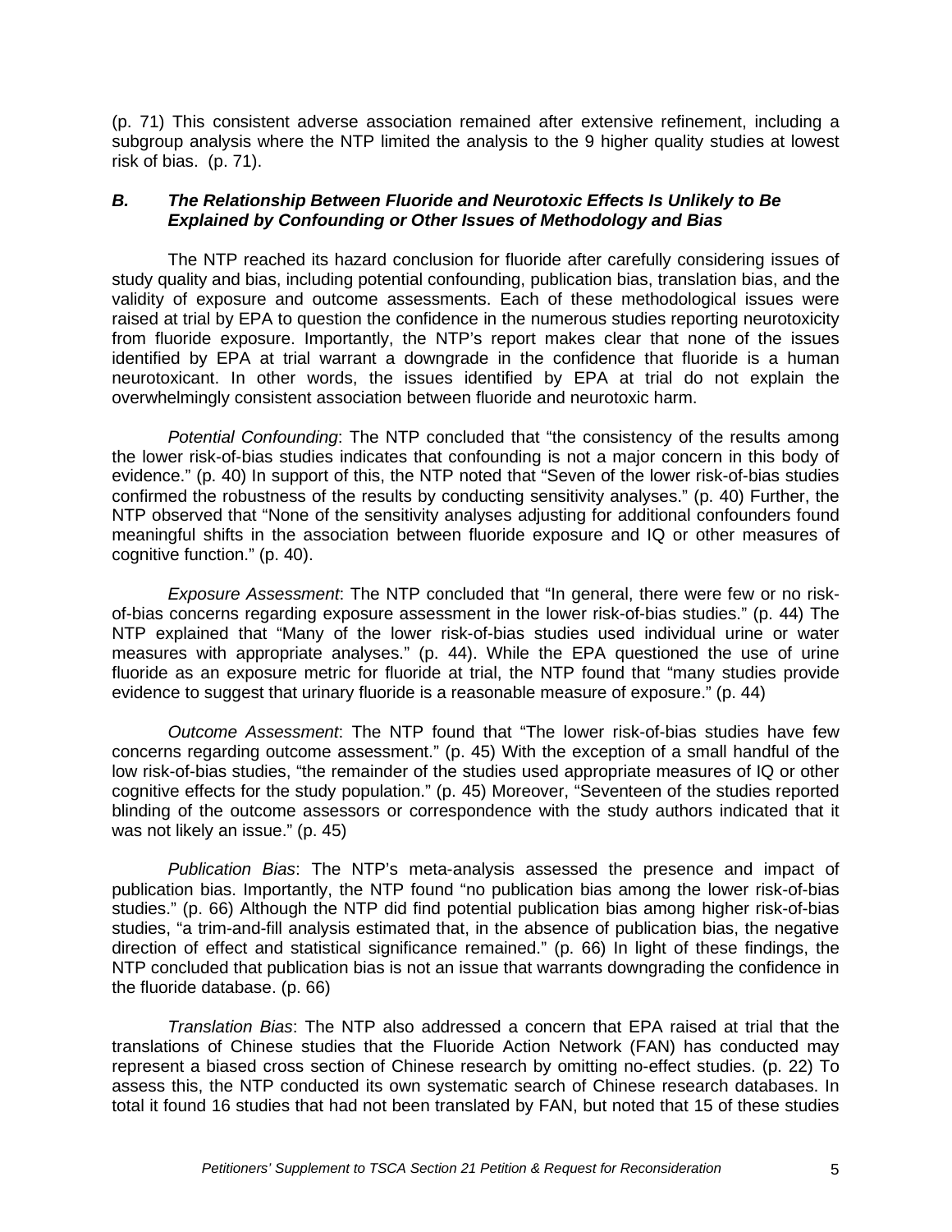(p. 71) This consistent adverse association remained after extensive refinement, including a subgroup analysis where the NTP limited the analysis to the 9 higher quality studies at lowest risk of bias. (p. 71).

### *B. The Relationship Between Fluoride and Neurotoxic Effects Is Unlikely to Be Explained by Confounding or Other Issues of Methodology and Bias*

The NTP reached its hazard conclusion for fluoride after carefully considering issues of study quality and bias, including potential confounding, publication bias, translation bias, and the validity of exposure and outcome assessments. Each of these methodological issues were raised at trial by EPA to question the confidence in the numerous studies reporting neurotoxicity from fluoride exposure. Importantly, the NTP's report makes clear that none of the issues identified by EPA at trial warrant a downgrade in the confidence that fluoride is a human neurotoxicant. In other words, the issues identified by EPA at trial do not explain the overwhelmingly consistent association between fluoride and neurotoxic harm.

*Potential Confounding*: The NTP concluded that "the consistency of the results among the lower risk-of-bias studies indicates that confounding is not a major concern in this body of evidence." (p. 40) In support of this, the NTP noted that "Seven of the lower risk-of-bias studies confirmed the robustness of the results by conducting sensitivity analyses." (p. 40) Further, the NTP observed that "None of the sensitivity analyses adjusting for additional confounders found meaningful shifts in the association between fluoride exposure and IQ or other measures of cognitive function." (p. 40).

*Exposure Assessment*: The NTP concluded that "In general, there were few or no risk-of-bias concerns regarding exposure assessment in the lower risk-of-bias studies." (p. 44) The NTP explained that "Many of the lower risk-of-bias studies used individual urine or water measures with appropriate analyses." (p. 44). While the EPA questioned the use of urine fluoride as an exposure metric for fluoride at trial, the NTP found that "many studies provide evidence to suggest that urinary fluoride is a reasonable measure of exposure." (p. 44)

*Outcome Assessment*: The NTP found that "The lower risk-of-bias studies have few concerns regarding outcome assessment." (p. 45) With the exception of a small handful of the low risk-of-bias studies, "the remainder of the studies used appropriate measures of IQ or other cognitive effects for the study population." (p. 45) Moreover, "Seventeen of the studies reported blinding of the outcome assessors or correspondence with the study authors indicated that it was not likely an issue." (p. 45)

*Publication Bias*: The NTP's meta-analysis assessed the presence and impact of publication bias. Importantly, the NTP found "no publication bias among the lower risk-of-bias studies." (p. 66) Although the NTP did find potential publication bias among higher risk-of-bias studies, "a trim-and-fill analysis estimated that, in the absence of publication bias, the negative direction of effect and statistical significance remained." (p. 66) In light of these findings, the NTP concluded that publication bias is not an issue that warrants downgrading the confidence in the fluoride database. (p. 66)

*Translation Bias*: The NTP also addressed a concern that EPA raised at trial that the translations of Chinese studies that the Fluoride Action Network (FAN) has conducted may represent a biased cross section of Chinese research by omitting no-effect studies. (p. 22) To assess this, the NTP conducted its own systematic search of Chinese research databases. In total it found 16 studies that had not been translated by FAN, but noted that 15 of these studies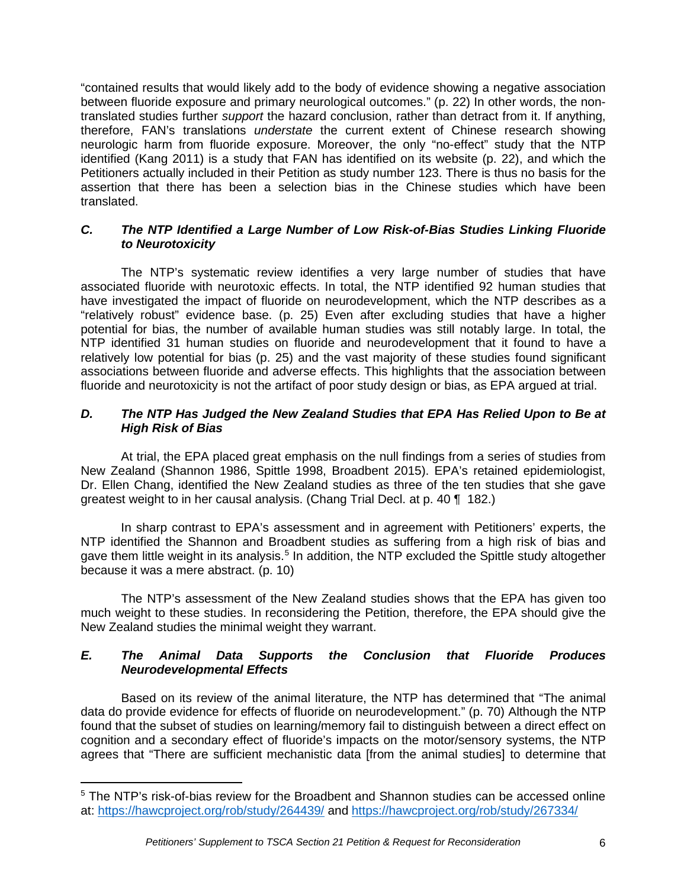"contained results that would likely add to the body of evidence showing a negative association between fluoride exposure and primary neurological outcomes." (p. 22) In other words, the non-translated studies further *support* the hazard conclusion, rather than detract from it. If anything, therefore, FAN's translations *understate* the current extent of Chinese research showing neurologic harm from fluoride exposure. Moreover, the only "no-effect" study that the NTP identified (Kang 2011) is a study that FAN has identified on its website (p. 22), and which the Petitioners actually included in their Petition as study number 123. There is thus no basis for the assertion that there has been a selection bias in the Chinese studies which have been translated.

### *C. The NTP Identified a Large Number of Low Risk-of-Bias Studies Linking Fluoride to Neurotoxicity*

The NTP's systematic review identifies a very large number of studies that have associated fluoride with neurotoxic effects. In total, the NTP identified 92 human studies that have investigated the impact of fluoride on neurodevelopment, which the NTP describes as a "relatively robust" evidence base. (p. 25) Even after excluding studies that have a higher potential for bias, the number of available human studies was still notably large. In total, the NTP identified 31 human studies on fluoride and neurodevelopment that it found to have a relatively low potential for bias (p. 25) and the vast majority of these studies found significant associations between fluoride and adverse effects. This highlights that the association between fluoride and neurotoxicity is not the artifact of poor study design or bias, as EPA argued at trial.

### *D. The NTP Has Judged the New Zealand Studies that EPA Has Relied Upon to Be at High Risk of Bias*

At trial, the EPA placed great emphasis on the null findings from a series of studies from New Zealand (Shannon 1986, Spittle 1998, Broadbent 2015). EPA's retained epidemiologist, Dr. Ellen Chang, identified the New Zealand studies as three of the ten studies that she gave greatest weight to in her causal analysis. (Chang Trial Decl. at p. 40 ¶ 182.)

In sharp contrast to EPA's assessment and in agreement with Petitioners' experts, the NTP identified the Shannon and Broadbent studies as suffering from a high risk of bias and gave them little weight in its analysis.[5] In addition, the NTP excluded the Spittle study altogether because it was a mere abstract. (p. 10)

The NTP's assessment of the New Zealand studies shows that the EPA has given too much weight to these studies. In reconsidering the Petition, therefore, the EPA should give the New Zealand studies the minimal weight they warrant.

### *E. The Animal Data Supports the Conclusion that Fluoride Produces Neurodevelopmental Effects*

Based on its review of the animal literature, the NTP has determined that "The animal data do provide evidence for effects of fluoride on neurodevelopment." (p. 70) Although the NTP found that the subset of studies on learning/memory fail to distinguish between a direct effect on cognition and a secondary effect of fluoride's impacts on the motor/sensory systems, the NTP agrees that "There are sufficient mechanistic data [from the animal studies] to determine that

---

[5] The NTP's risk-of-bias review for the Broadbent and Shannon studies can be accessed online at: https://hawcproject.org/rob/study/264439/ and https://hawcproject.org/rob/study/267334/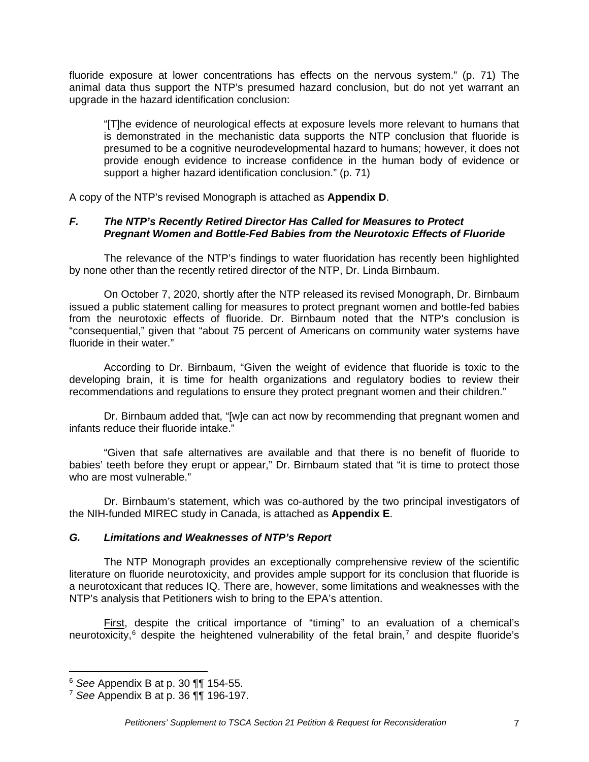fluoride exposure at lower concentrations has effects on the nervous system." (p. 71) The animal data thus support the NTP's presumed hazard conclusion, but do not yet warrant an upgrade in the hazard identification conclusion:

> "[T]he evidence of neurological effects at exposure levels more relevant to humans that is demonstrated in the mechanistic data supports the NTP conclusion that fluoride is presumed to be a cognitive neurodevelopmental hazard to humans; however, it does not provide enough evidence to increase confidence in the human body of evidence or support a higher hazard identification conclusion." (p. 71)

A copy of the NTP's revised Monograph is attached as **Appendix D**.

### *F. The NTP's Recently Retired Director Has Called for Measures to Protect Pregnant Women and Bottle-Fed Babies from the Neurotoxic Effects of Fluoride*

The relevance of the NTP's findings to water fluoridation has recently been highlighted by none other than the recently retired director of the NTP, Dr. Linda Birnbaum.

On October 7, 2020, shortly after the NTP released its revised Monograph, Dr. Birnbaum issued a public statement calling for measures to protect pregnant women and bottle-fed babies from the neurotoxic effects of fluoride. Dr. Birnbaum noted that the NTP's conclusion is "consequential," given that "about 75 percent of Americans on community water systems have fluoride in their water."

According to Dr. Birnbaum, "Given the weight of evidence that fluoride is toxic to the developing brain, it is time for health organizations and regulatory bodies to review their recommendations and regulations to ensure they protect pregnant women and their children."

Dr. Birnbaum added that, "[w]e can act now by recommending that pregnant women and infants reduce their fluoride intake."

"Given that safe alternatives are available and that there is no benefit of fluoride to babies' teeth before they erupt or appear," Dr. Birnbaum stated that "it is time to protect those who are most vulnerable."

Dr. Birnbaum's statement, which was co-authored by the two principal investigators of the NIH-funded MIREC study in Canada, is attached as **Appendix E**.

### *G. Limitations and Weaknesses of NTP's Report*

The NTP Monograph provides an exceptionally comprehensive review of the scientific literature on fluoride neurotoxicity, and provides ample support for its conclusion that fluoride is a neurotoxicant that reduces IQ. There are, however, some limitations and weaknesses with the NTP's analysis that Petitioners wish to bring to the EPA's attention.

First, despite the critical importance of "timing" to an evaluation of a chemical's neurotoxicity,[6] despite the heightened vulnerability of the fetal brain,[7] and despite fluoride's

---

[6] *See* Appendix B at p. 30 ¶¶ 154-55.

[7] *See* Appendix B at p. 36 ¶¶ 196-197.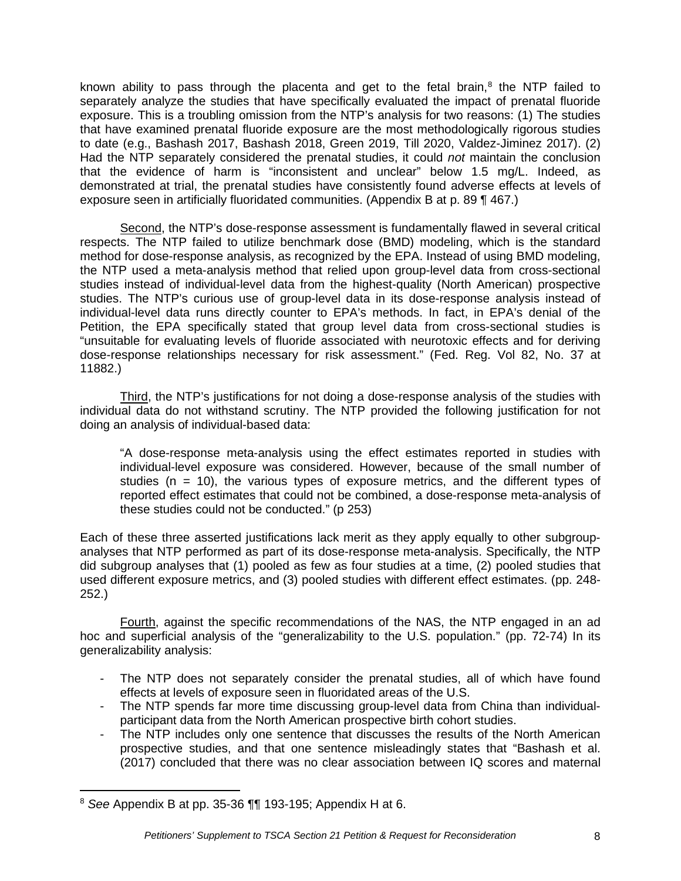known ability to pass through the placenta and get to the fetal brain,[8] the NTP failed to separately analyze the studies that have specifically evaluated the impact of prenatal fluoride exposure. This is a troubling omission from the NTP's analysis for two reasons: (1) The studies that have examined prenatal fluoride exposure are the most methodologically rigorous studies to date (e.g., Bashash 2017, Bashash 2018, Green 2019, Till 2020, Valdez-Jiminez 2017). (2) Had the NTP separately considered the prenatal studies, it could *not* maintain the conclusion that the evidence of harm is "inconsistent and unclear" below 1.5 mg/L. Indeed, as demonstrated at trial, the prenatal studies have consistently found adverse effects at levels of exposure seen in artificially fluoridated communities. (Appendix B at p. 89 ¶ 467.)

Second, the NTP's dose-response assessment is fundamentally flawed in several critical respects. The NTP failed to utilize benchmark dose (BMD) modeling, which is the standard method for dose-response analysis, as recognized by the EPA. Instead of using BMD modeling, the NTP used a meta-analysis method that relied upon group-level data from cross-sectional studies instead of individual-level data from the highest-quality (North American) prospective studies. The NTP's curious use of group-level data in its dose-response analysis instead of individual-level data runs directly counter to EPA's methods. In fact, in EPA's denial of the Petition, the EPA specifically stated that group level data from cross-sectional studies is "unsuitable for evaluating levels of fluoride associated with neurotoxic effects and for deriving dose-response relationships necessary for risk assessment." (Fed. Reg. Vol 82, No. 37 at 11882.)

Third, the NTP's justifications for not doing a dose-response analysis of the studies with individual data do not withstand scrutiny. The NTP provided the following justification for not doing an analysis of individual-based data:

> "A dose-response meta-analysis using the effect estimates reported in studies with individual-level exposure was considered. However, because of the small number of studies (n = 10), the various types of exposure metrics, and the different types of reported effect estimates that could not be combined, a dose-response meta-analysis of these studies could not be conducted." (p 253)

Each of these three asserted justifications lack merit as they apply equally to other subgroup-analyses that NTP performed as part of its dose-response meta-analysis. Specifically, the NTP did subgroup analyses that (1) pooled as few as four studies at a time, (2) pooled studies that used different exposure metrics, and (3) pooled studies with different effect estimates. (pp. 248-252.)

Fourth, against the specific recommendations of the NAS, the NTP engaged in an ad hoc and superficial analysis of the "generalizability to the U.S. population." (pp. 72-74) In its generalizability analysis:

- The NTP does not separately consider the prenatal studies, all of which have found effects at levels of exposure seen in fluoridated areas of the U.S.
- The NTP spends far more time discussing group-level data from China than individual-participant data from the North American prospective birth cohort studies.
- The NTP includes only one sentence that discusses the results of the North American prospective studies, and that one sentence misleadingly states that "Bashash et al. (2017) concluded that there was no clear association between IQ scores and maternal

[8] *See* Appendix B at pp. 35-36 ¶¶ 193-195; Appendix H at 6.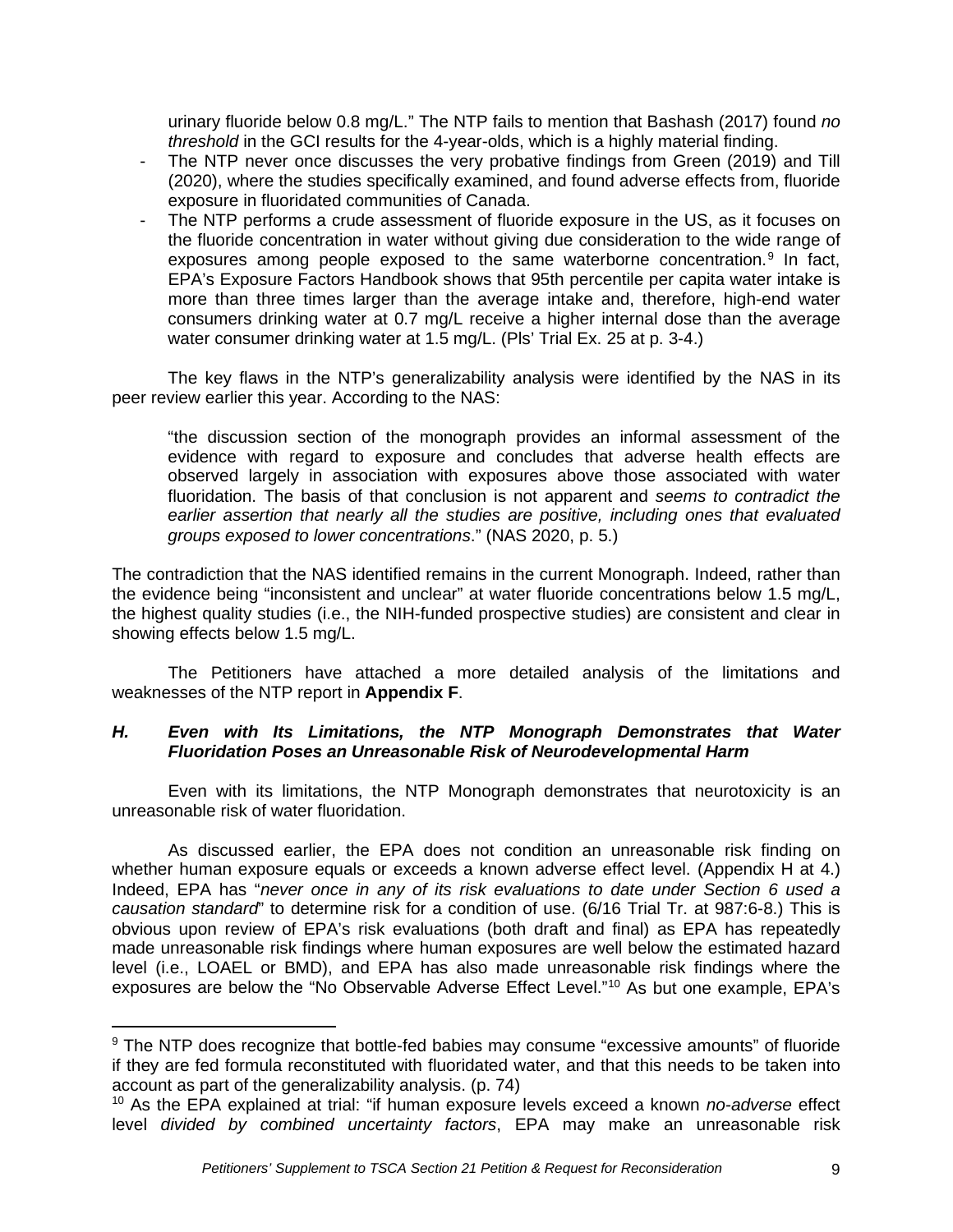urinary fluoride below 0.8 mg/L." The NTP fails to mention that Bashash (2017) found *no threshold* in the GCI results for the 4-year-olds, which is a highly material finding.

- The NTP never once discusses the very probative findings from Green (2019) and Till (2020), where the studies specifically examined, and found adverse effects from, fluoride exposure in fluoridated communities of Canada.
- The NTP performs a crude assessment of fluoride exposure in the US, as it focuses on the fluoride concentration in water without giving due consideration to the wide range of exposures among people exposed to the same waterborne concentration.[9] In fact, EPA's Exposure Factors Handbook shows that 95th percentile per capita water intake is more than three times larger than the average intake and, therefore, high-end water consumers drinking water at 0.7 mg/L receive a higher internal dose than the average water consumer drinking water at 1.5 mg/L. (Pls' Trial Ex. 25 at p. 3-4.)

The key flaws in the NTP's generalizability analysis were identified by the NAS in its peer review earlier this year. According to the NAS:

> "the discussion section of the monograph provides an informal assessment of the evidence with regard to exposure and concludes that adverse health effects are observed largely in association with exposures above those associated with water fluoridation. The basis of that conclusion is not apparent and *seems to contradict the earlier assertion that nearly all the studies are positive, including ones that evaluated groups exposed to lower concentrations*." (NAS 2020, p. 5.)

The contradiction that the NAS identified remains in the current Monograph. Indeed, rather than the evidence being "inconsistent and unclear" at water fluoride concentrations below 1.5 mg/L, the highest quality studies (i.e., the NIH-funded prospective studies) are consistent and clear in showing effects below 1.5 mg/L.

The Petitioners have attached a more detailed analysis of the limitations and weaknesses of the NTP report in **Appendix F**.

### *H. Even with Its Limitations, the NTP Monograph Demonstrates that Water Fluoridation Poses an Unreasonable Risk of Neurodevelopmental Harm*

Even with its limitations, the NTP Monograph demonstrates that neurotoxicity is an unreasonable risk of water fluoridation.

As discussed earlier, the EPA does not condition an unreasonable risk finding on whether human exposure equals or exceeds a known adverse effect level. (Appendix H at 4.) Indeed, EPA has "*never once in any of its risk evaluations to date under Section 6 used a causation standard*" to determine risk for a condition of use. (6/16 Trial Tr. at 987:6-8.) This is obvious upon review of EPA's risk evaluations (both draft and final) as EPA has repeatedly made unreasonable risk findings where human exposures are well below the estimated hazard level (i.e., LOAEL or BMD), and EPA has also made unreasonable risk findings where the exposures are below the "No Observable Adverse Effect Level."[10] As but one example, EPA's

---

[9] The NTP does recognize that bottle-fed babies may consume "excessive amounts" of fluoride if they are fed formula reconstituted with fluoridated water, and that this needs to be taken into account as part of the generalizability analysis. (p. 74)

[10] As the EPA explained at trial: "if human exposure levels exceed a known *no-adverse* effect level *divided by combined uncertainty factors*, EPA may make an unreasonable risk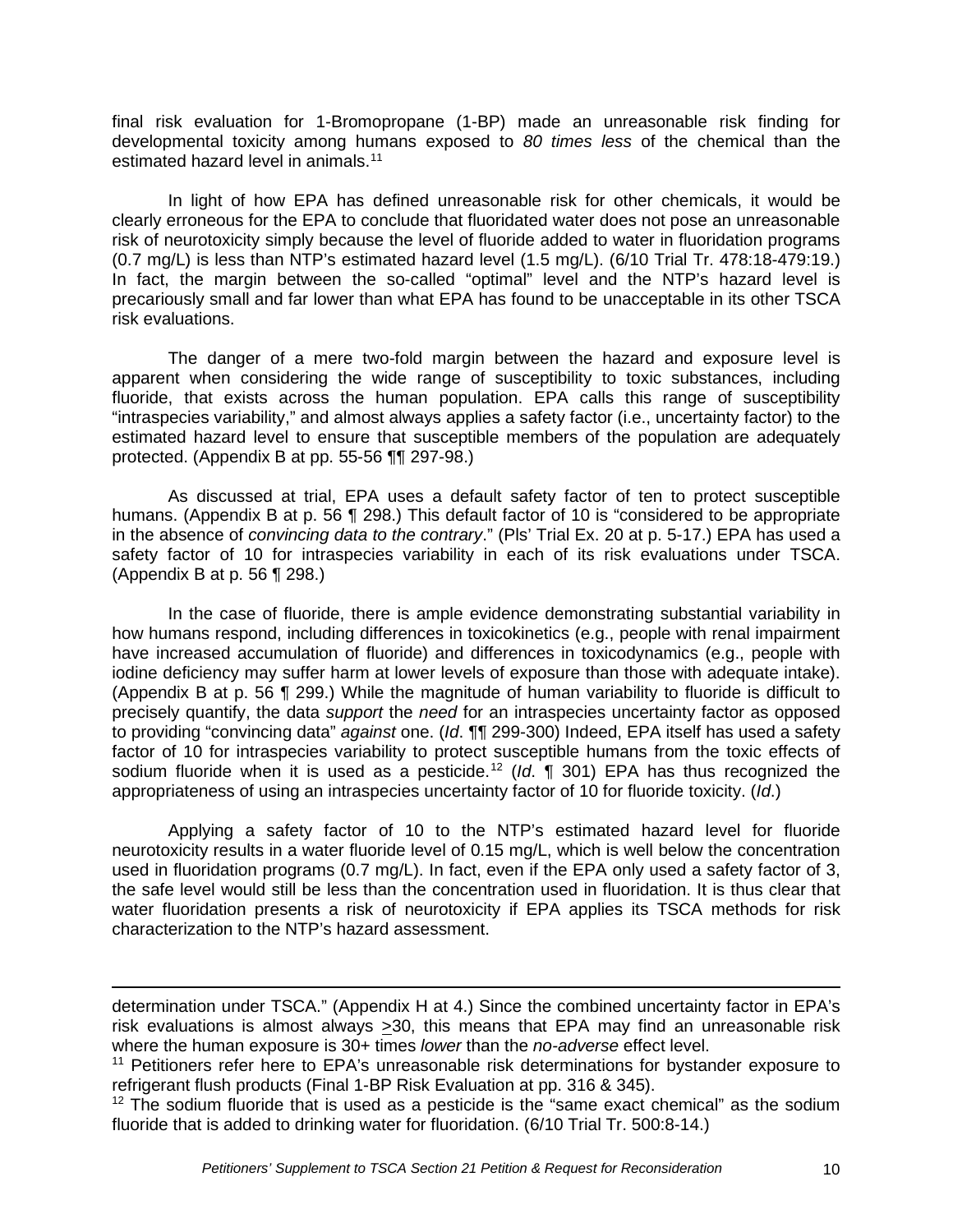final risk evaluation for 1-Bromopropane (1-BP) made an unreasonable risk finding for developmental toxicity among humans exposed to *80 times less* of the chemical than the estimated hazard level in animals.[11]

In light of how EPA has defined unreasonable risk for other chemicals, it would be clearly erroneous for the EPA to conclude that fluoridated water does not pose an unreasonable risk of neurotoxicity simply because the level of fluoride added to water in fluoridation programs (0.7 mg/L) is less than NTP's estimated hazard level (1.5 mg/L). (6/10 Trial Tr. 478:18-479:19.) In fact, the margin between the so-called "optimal" level and the NTP's hazard level is precariously small and far lower than what EPA has found to be unacceptable in its other TSCA risk evaluations.

The danger of a mere two-fold margin between the hazard and exposure level is apparent when considering the wide range of susceptibility to toxic substances, including fluoride, that exists across the human population. EPA calls this range of susceptibility "intraspecies variability," and almost always applies a safety factor (i.e., uncertainty factor) to the estimated hazard level to ensure that susceptible members of the population are adequately protected. (Appendix B at pp. 55-56 ¶¶ 297-98.)

As discussed at trial, EPA uses a default safety factor of ten to protect susceptible humans. (Appendix B at p. 56 ¶ 298.) This default factor of 10 is "considered to be appropriate in the absence of *convincing data to the contrary*." (Pls' Trial Ex. 20 at p. 5-17.) EPA has used a safety factor of 10 for intraspecies variability in each of its risk evaluations under TSCA. (Appendix B at p. 56 ¶ 298.)

In the case of fluoride, there is ample evidence demonstrating substantial variability in how humans respond, including differences in toxicokinetics (e.g., people with renal impairment have increased accumulation of fluoride) and differences in toxicodynamics (e.g., people with iodine deficiency may suffer harm at lower levels of exposure than those with adequate intake). (Appendix B at p. 56 ¶ 299.) While the magnitude of human variability to fluoride is difficult to precisely quantify, the data *support* the *need* for an intraspecies uncertainty factor as opposed to providing "convincing data" *against* one. (*Id*. ¶¶ 299-300) Indeed, EPA itself has used a safety factor of 10 for intraspecies variability to protect susceptible humans from the toxic effects of sodium fluoride when it is used as a pesticide.[12] (*Id*. ¶ 301) EPA has thus recognized the appropriateness of using an intraspecies uncertainty factor of 10 for fluoride toxicity. (*Id*.)

Applying a safety factor of 10 to the NTP's estimated hazard level for fluoride neurotoxicity results in a water fluoride level of 0.15 mg/L, which is well below the concentration used in fluoridation programs (0.7 mg/L). In fact, even if the EPA only used a safety factor of 3, the safe level would still be less than the concentration used in fluoridation. It is thus clear that water fluoridation presents a risk of neurotoxicity if EPA applies its TSCA methods for risk characterization to the NTP's hazard assessment.

---

determination under TSCA." (Appendix H at 4.) Since the combined uncertainty factor in EPA's risk evaluations is almost always $\geq$30, this means that EPA may find an unreasonable risk where the human exposure is 30+ times *lower* than the *no-adverse* effect level.

[11] Petitioners refer here to EPA's unreasonable risk determinations for bystander exposure to refrigerant flush products (Final 1-BP Risk Evaluation at pp. 316 & 345).

[12] The sodium fluoride that is used as a pesticide is the "same exact chemical" as the sodium fluoride that is added to drinking water for fluoridation. (6/10 Trial Tr. 500:8-14.)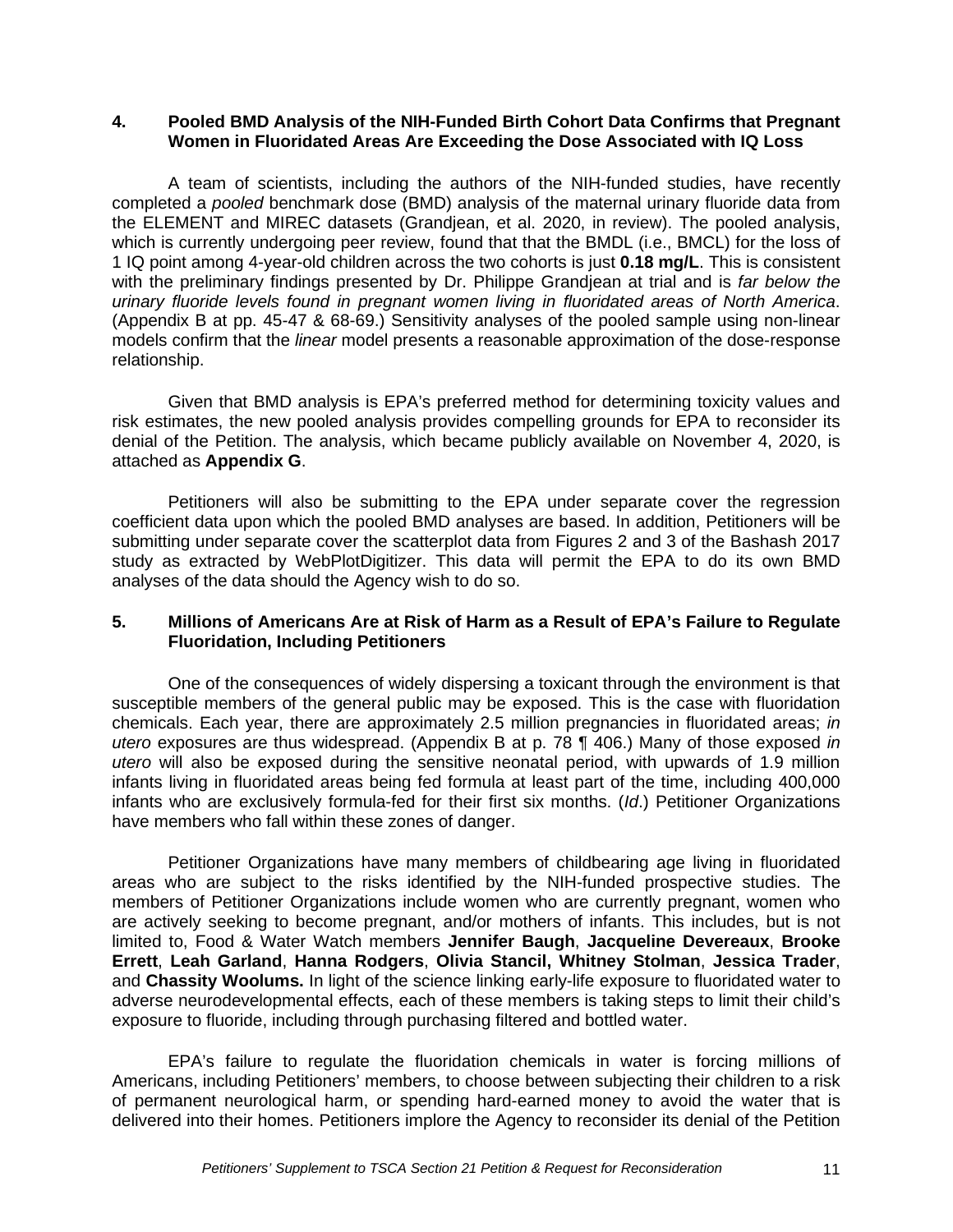### 4. Pooled BMD Analysis of the NIH-Funded Birth Cohort Data Confirms that Pregnant Women in Fluoridated Areas Are Exceeding the Dose Associated with IQ Loss

A team of scientists, including the authors of the NIH-funded studies, have recently completed a *pooled* benchmark dose (BMD) analysis of the maternal urinary fluoride data from the ELEMENT and MIREC datasets (Grandjean, et al. 2020, in review). The pooled analysis, which is currently undergoing peer review, found that that the BMDL (i.e., BMCL) for the loss of 1 IQ point among 4-year-old children across the two cohorts is just **0.18 mg/L**. This is consistent with the preliminary findings presented by Dr. Philippe Grandjean at trial and is *far below the urinary fluoride levels found in pregnant women living in fluoridated areas of North America*. (Appendix B at pp. 45-47 & 68-69.) Sensitivity analyses of the pooled sample using non-linear models confirm that the *linear* model presents a reasonable approximation of the dose-response relationship.

Given that BMD analysis is EPA's preferred method for determining toxicity values and risk estimates, the new pooled analysis provides compelling grounds for EPA to reconsider its denial of the Petition. The analysis, which became publicly available on November 4, 2020, is attached as **Appendix G**.

Petitioners will also be submitting to the EPA under separate cover the regression coefficient data upon which the pooled BMD analyses are based. In addition, Petitioners will be submitting under separate cover the scatterplot data from Figures 2 and 3 of the Bashash 2017 study as extracted by WebPlotDigitizer. This data will permit the EPA to do its own BMD analyses of the data should the Agency wish to do so.

### 5. Millions of Americans Are at Risk of Harm as a Result of EPA's Failure to Regulate Fluoridation, Including Petitioners

One of the consequences of widely dispersing a toxicant through the environment is that susceptible members of the general public may be exposed. This is the case with fluoridation chemicals. Each year, there are approximately 2.5 million pregnancies in fluoridated areas; *in utero* exposures are thus widespread. (Appendix B at p. 78 ¶ 406.) Many of those exposed *in utero* will also be exposed during the sensitive neonatal period, with upwards of 1.9 million infants living in fluoridated areas being fed formula at least part of the time, including 400,000 infants who are exclusively formula-fed for their first six months. (*Id*.) Petitioner Organizations have members who fall within these zones of danger.

Petitioner Organizations have many members of childbearing age living in fluoridated areas who are subject to the risks identified by the NIH-funded prospective studies. The members of Petitioner Organizations include women who are currently pregnant, women who are actively seeking to become pregnant, and/or mothers of infants. This includes, but is not limited to, Food & Water Watch members **Jennifer Baugh**, **Jacqueline Devereaux**, **Brooke Errett**, **Leah Garland**, **Hanna Rodgers**, **Olivia Stancil, Whitney Stolman**, **Jessica Trader**, and **Chassity Woolums.** In light of the science linking early-life exposure to fluoridated water to adverse neurodevelopmental effects, each of these members is taking steps to limit their child's exposure to fluoride, including through purchasing filtered and bottled water.

EPA's failure to regulate the fluoridation chemicals in water is forcing millions of Americans, including Petitioners' members, to choose between subjecting their children to a risk of permanent neurological harm, or spending hard-earned money to avoid the water that is delivered into their homes. Petitioners implore the Agency to reconsider its denial of the Petition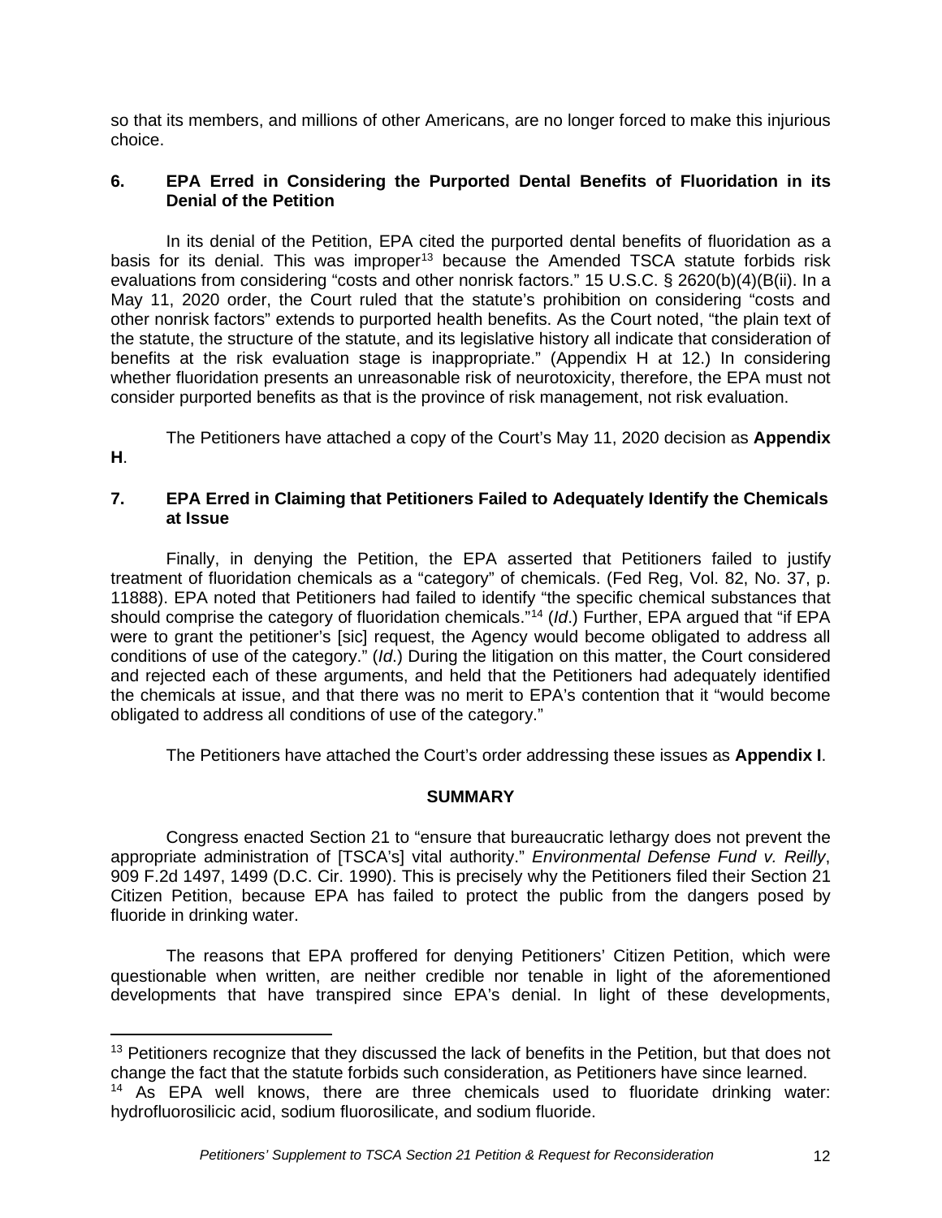so that its members, and millions of other Americans, are no longer forced to make this injurious choice.

### 6. EPA Erred in Considering the Purported Dental Benefits of Fluoridation in its Denial of the Petition

In its denial of the Petition, EPA cited the purported dental benefits of fluoridation as a basis for its denial. This was improper[13] because the Amended TSCA statute forbids risk evaluations from considering "costs and other nonrisk factors." 15 U.S.C. § 2620(b)(4)(B(ii). In a May 11, 2020 order, the Court ruled that the statute's prohibition on considering "costs and other nonrisk factors" extends to purported health benefits. As the Court noted, "the plain text of the statute, the structure of the statute, and its legislative history all indicate that consideration of benefits at the risk evaluation stage is inappropriate." (Appendix H at 12.) In considering whether fluoridation presents an unreasonable risk of neurotoxicity, therefore, the EPA must not consider purported benefits as that is the province of risk management, not risk evaluation.

The Petitioners have attached a copy of the Court's May 11, 2020 decision as **Appendix H**.

### 7. EPA Erred in Claiming that Petitioners Failed to Adequately Identify the Chemicals at Issue

Finally, in denying the Petition, the EPA asserted that Petitioners failed to justify treatment of fluoridation chemicals as a "category" of chemicals. (Fed Reg, Vol. 82, No. 37, p. 11888). EPA noted that Petitioners had failed to identify "the specific chemical substances that should comprise the category of fluoridation chemicals."[14] (*Id*.) Further, EPA argued that "if EPA were to grant the petitioner's [sic] request, the Agency would become obligated to address all conditions of use of the category." (*Id*.) During the litigation on this matter, the Court considered and rejected each of these arguments, and held that the Petitioners had adequately identified the chemicals at issue, and that there was no merit to EPA's contention that it "would become obligated to address all conditions of use of the category."

The Petitioners have attached the Court's order addressing these issues as **Appendix I**.

## SUMMARY

Congress enacted Section 21 to "ensure that bureaucratic lethargy does not prevent the appropriate administration of [TSCA's] vital authority." *Environmental Defense Fund v. Reilly*, 909 F.2d 1497, 1499 (D.C. Cir. 1990). This is precisely why the Petitioners filed their Section 21 Citizen Petition, because EPA has failed to protect the public from the dangers posed by fluoride in drinking water.

The reasons that EPA proffered for denying Petitioners' Citizen Petition, which were questionable when written, are neither credible nor tenable in light of the aforementioned developments that have transpired since EPA's denial. In light of these developments,

---

[13] Petitioners recognize that they discussed the lack of benefits in the Petition, but that does not change the fact that the statute forbids such consideration, as Petitioners have since learned.

[14] As EPA well knows, there are three chemicals used to fluoridate drinking water: hydrofluorosilicic acid, sodium fluorosilicate, and sodium fluoride.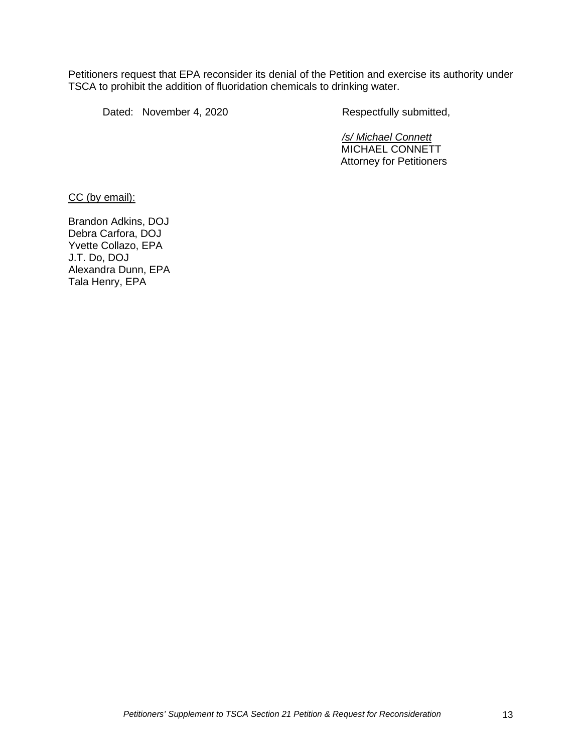Petitioners request that EPA reconsider its denial of the Petition and exercise its authority under TSCA to prohibit the addition of fluoridation chemicals to drinking water.

Dated: November 4, 2020

Respectfully submitted,

*/s/ Michael Connett*
MICHAEL CONNETT
Attorney for Petitioners

CC (by email):

Brandon Adkins, DOJ
Debra Carfora, DOJ
Yvette Collazo, EPA
J.T. Do, DOJ
Alexandra Dunn, EPA
Tala Henry, EPA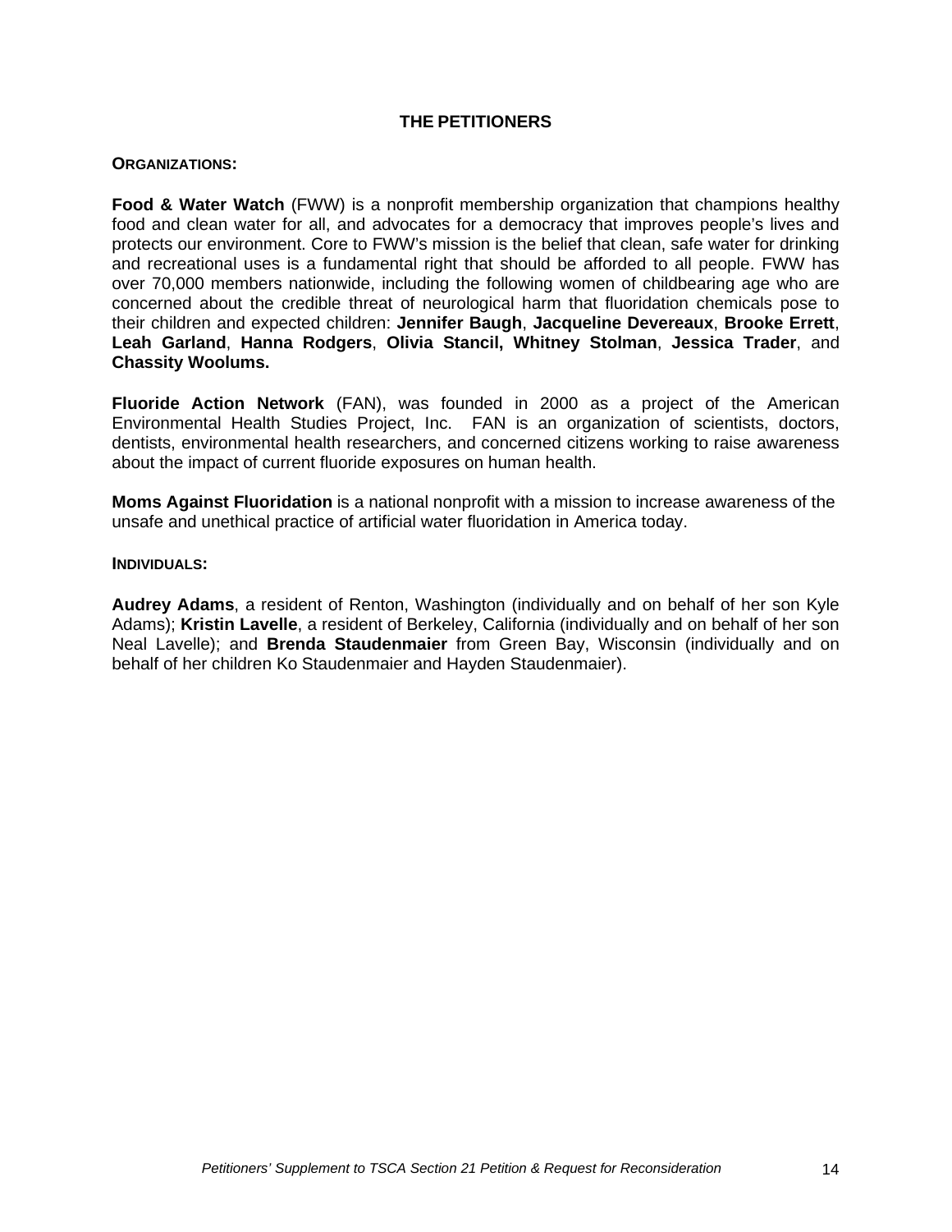## THE PETITIONERS

**ORGANIZATIONS:**

**Food & Water Watch** (FWW) is a nonprofit membership organization that champions healthy food and clean water for all, and advocates for a democracy that improves people's lives and protects our environment. Core to FWW's mission is the belief that clean, safe water for drinking and recreational uses is a fundamental right that should be afforded to all people. FWW has over 70,000 members nationwide, including the following women of childbearing age who are concerned about the credible threat of neurological harm that fluoridation chemicals pose to their children and expected children: **Jennifer Baugh**, **Jacqueline Devereaux**, **Brooke Errett**, **Leah Garland**, **Hanna Rodgers**, **Olivia Stancil, Whitney Stolman**, **Jessica Trader**, and **Chassity Woolums.**

**Fluoride Action Network** (FAN), was founded in 2000 as a project of the American Environmental Health Studies Project, Inc. FAN is an organization of scientists, doctors, dentists, environmental health researchers, and concerned citizens working to raise awareness about the impact of current fluoride exposures on human health.

**Moms Against Fluoridation** is a national nonprofit with a mission to increase awareness of the unsafe and unethical practice of artificial water fluoridation in America today.

**INDIVIDUALS:**

**Audrey Adams**, a resident of Renton, Washington (individually and on behalf of her son Kyle Adams); **Kristin Lavelle**, a resident of Berkeley, California (individually and on behalf of her son Neal Lavelle); and **Brenda Staudenmaier** from Green Bay, Wisconsin (individually and on behalf of her children Ko Staudenmaier and Hayden Staudenmaier).